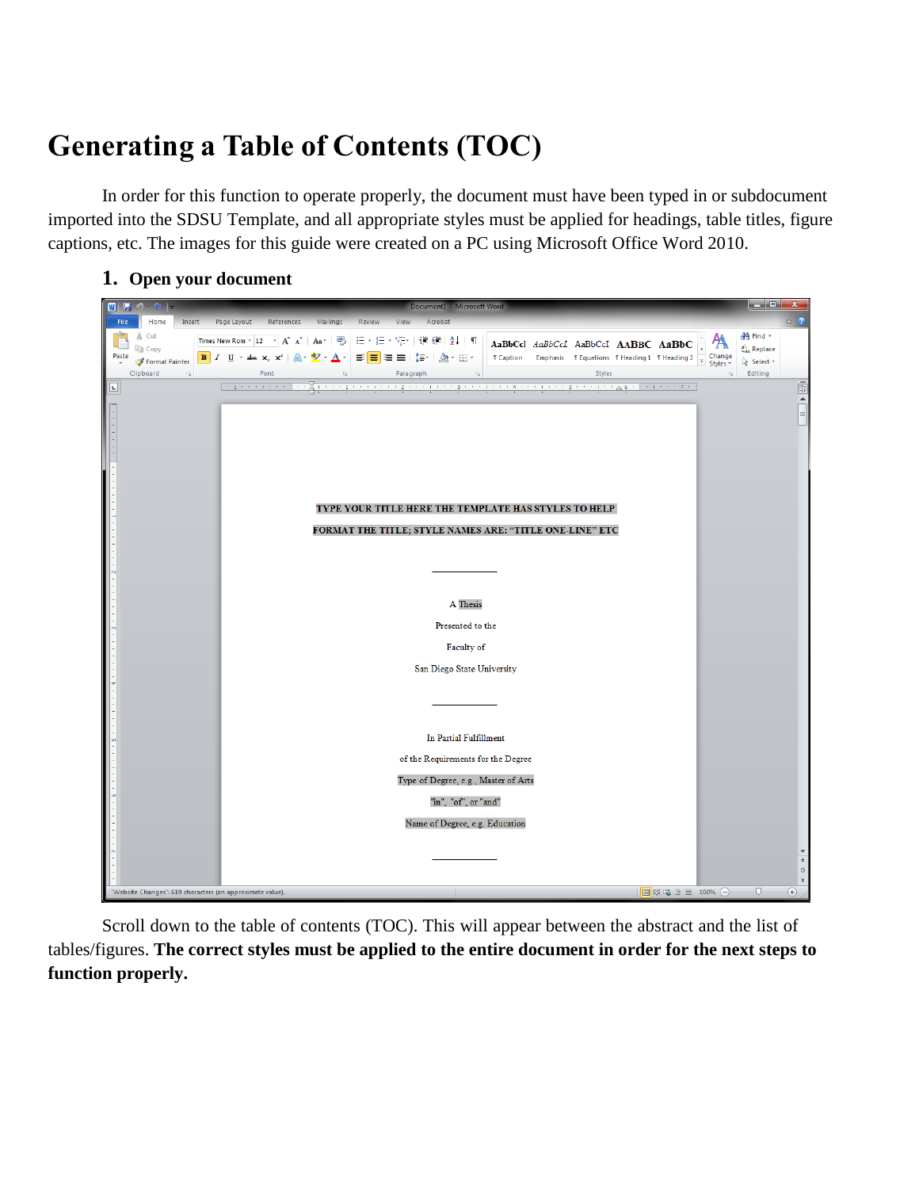# Generating a Table of Contents (TOC)

In order for this function to operate properly, the document must have been typed in or subdocument imported into the SDSU Template, and all appropriate styles must be applied for headings, table titles, figure captions, etc. The images for this guide were created on a PC using Microsoft Office Word 2010.

1. **Open your document**

Scroll down to the table of contents (TOC). This will appear between the abstract and the list of tables/figures. **The correct styles must be applied to the entire document in order for the next steps to function properly.**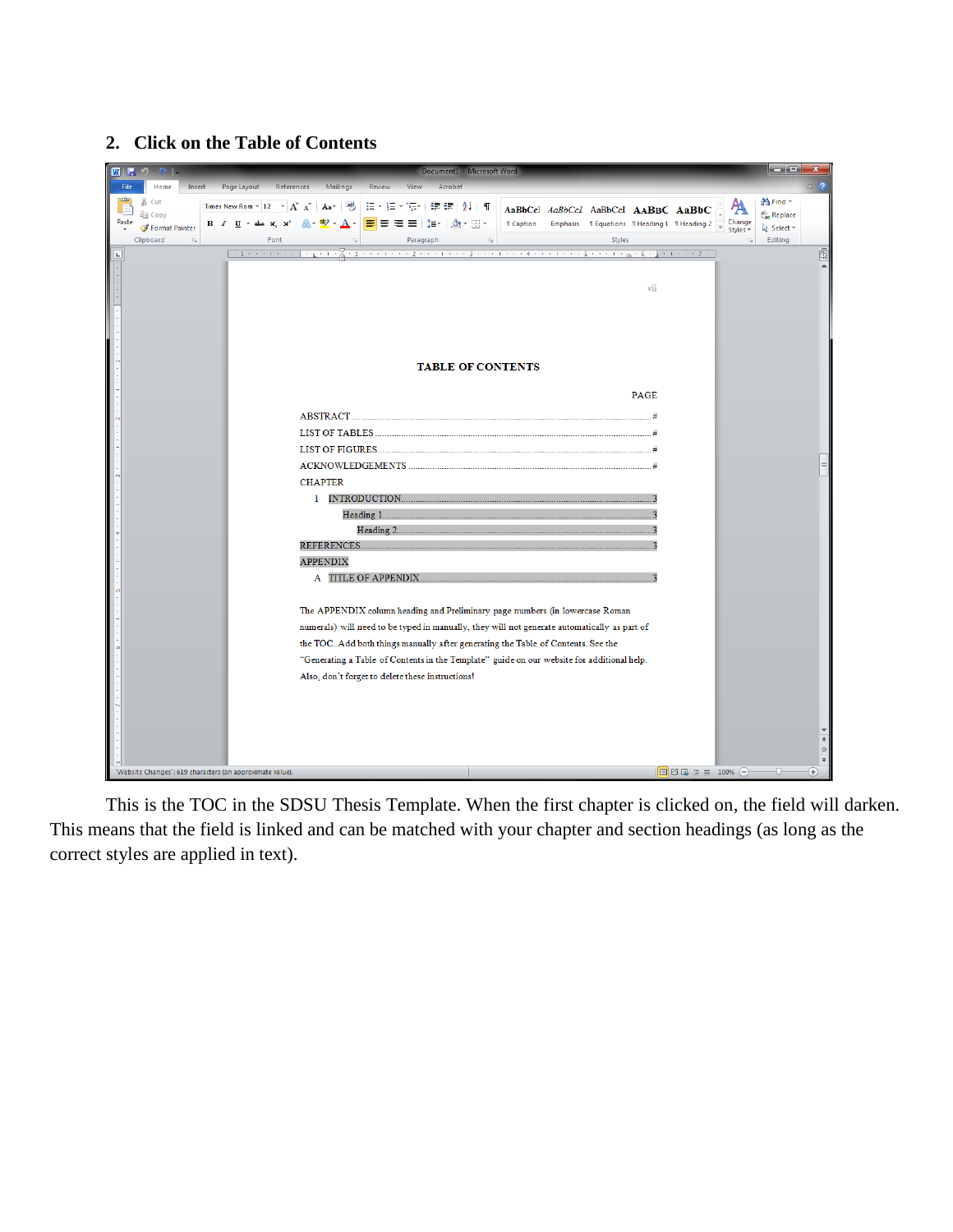**2. Click on the Table of Contents**

This is the TOC in the SDSU Thesis Template. When the first chapter is clicked on, the field will darken. This means that the field is linked and can be matched with your chapter and section headings (as long as the correct styles are applied in text).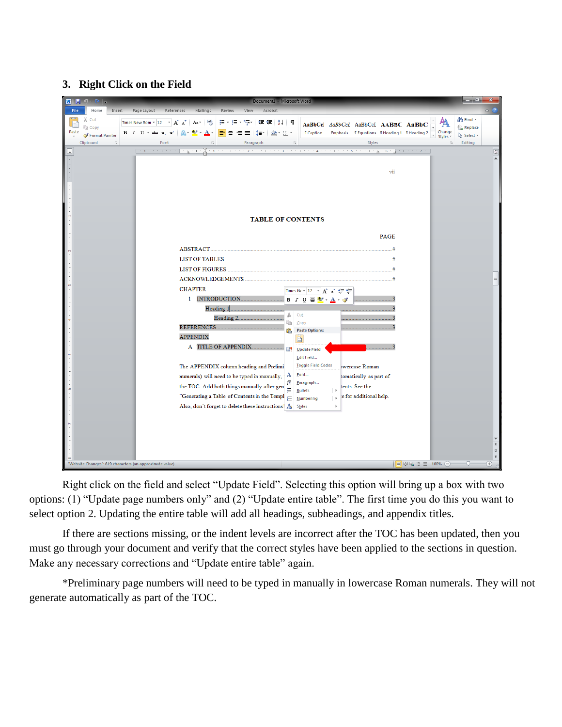## 3. Right Click on the Field

Right click on the field and select "Update Field". Selecting this option will bring up a box with two options: (1) "Update page numbers only" and (2) "Update entire table". The first time you do this you want to select option 2. Updating the entire table will add all headings, subheadings, and appendix titles.

If there are sections missing, or the indent levels are incorrect after the TOC has been updated, then you must go through your document and verify that the correct styles have been applied to the sections in question. Make any necessary corrections and "Update entire table" again.

*Preliminary page numbers will need to be typed in manually in lowercase Roman numerals. They will not generate automatically as part of the TOC.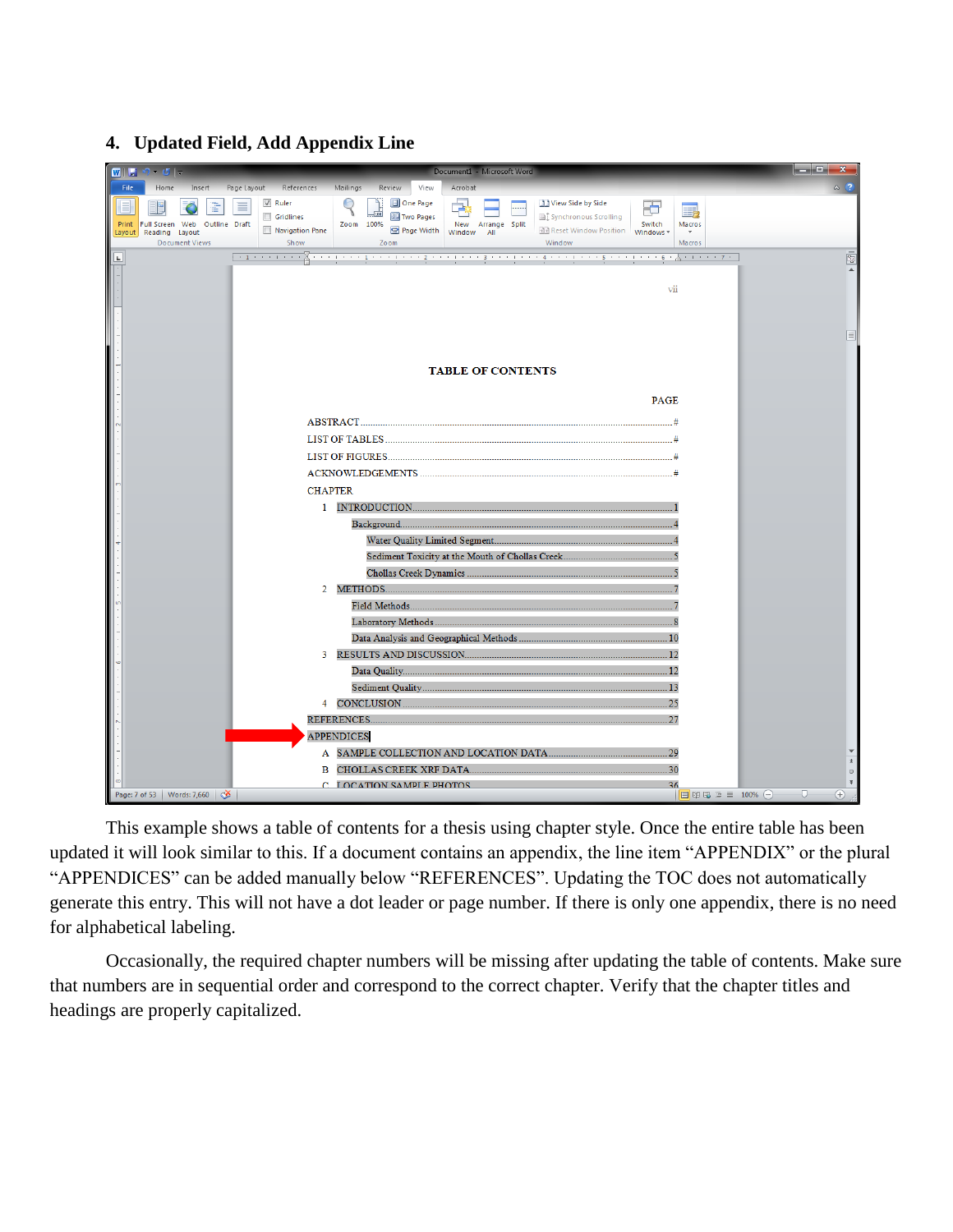## 4. Updated Field, Add Appendix Line

This example shows a table of contents for a thesis using chapter style. Once the entire table has been updated it will look similar to this. If a document contains an appendix, the line item “APPENDIX” or the plural “APPENDICES” can be added manually below “REFERENCES”. Updating the TOC does not automatically generate this entry. This will not have a dot leader or page number. If there is only one appendix, there is no need for alphabetical labeling.

Occasionally, the required chapter numbers will be missing after updating the table of contents. Make sure that numbers are in sequential order and correspond to the correct chapter. Verify that the chapter titles and headings are properly capitalized.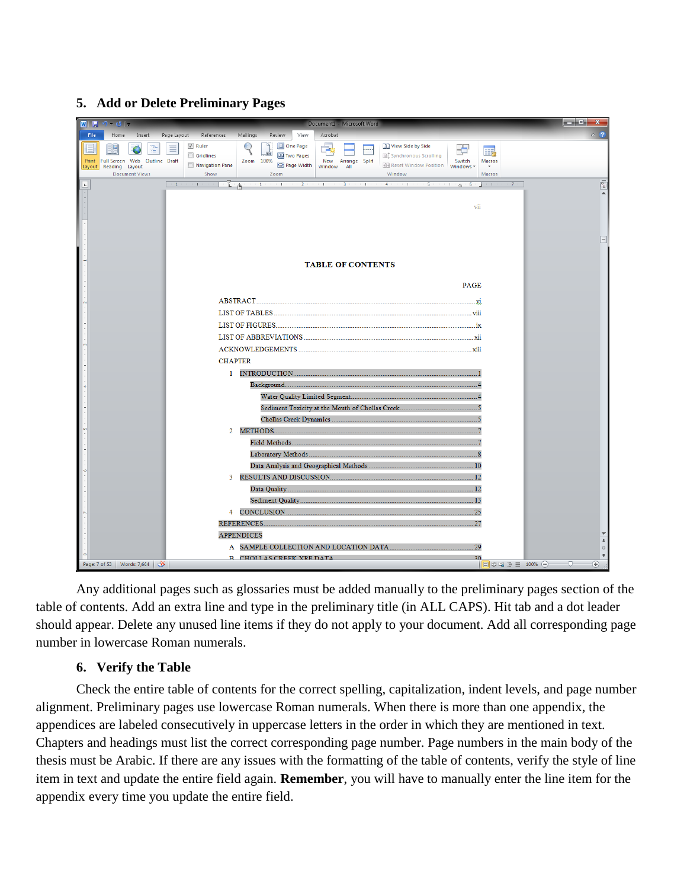## 5. Add or Delete Preliminary Pages

Any additional pages such as glossaries must be added manually to the preliminary pages section of the table of contents. Add an extra line and type in the preliminary title (in ALL CAPS). Hit tab and a dot leader should appear. Delete any unused line items if they do not apply to your document. Add all corresponding page number in lowercase Roman numerals.

## 6. Verify the Table

Check the entire table of contents for the correct spelling, capitalization, indent levels, and page number alignment. Preliminary pages use lowercase Roman numerals. When there is more than one appendix, the appendices are labeled consecutively in uppercase letters in the order in which they are mentioned in text. Chapters and headings must list the correct corresponding page number. Page numbers in the main body of the thesis must be Arabic. If there are any issues with the formatting of the table of contents, verify the style of line item in text and update the entire field again. **Remember**, you will have to manually enter the line item for the appendix every time you update the entire field.